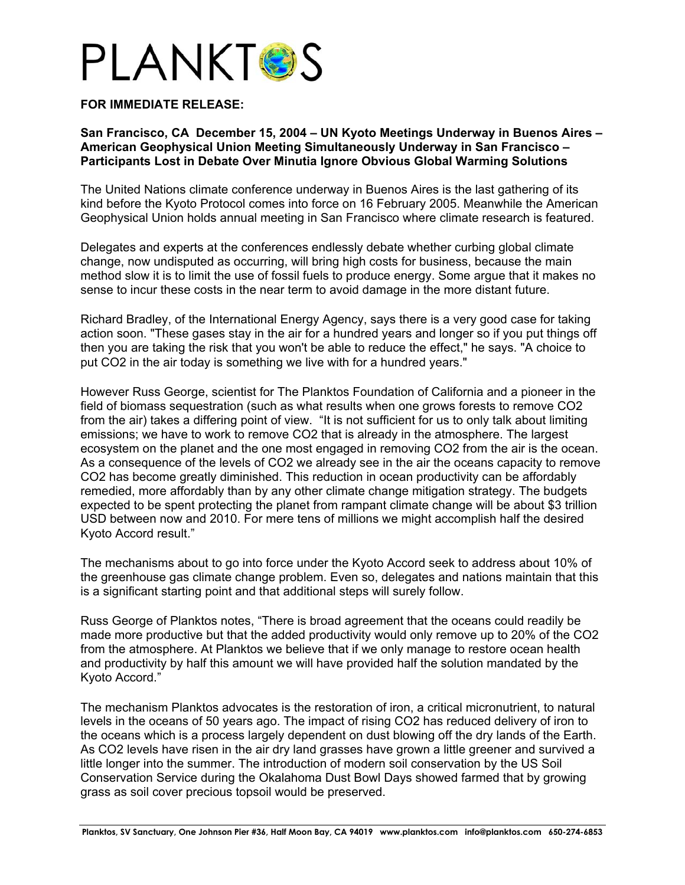# PLANKTOS

**FOR IMMEDIATE RELEASE:**

**San Francisco, CA December 15, 2004 – UN Kyoto Meetings Underway in Buenos Aires – American Geophysical Union Meeting Simultaneously Underway in San Francisco – Participants Lost in Debate Over Minutia Ignore Obvious Global Warming Solutions**

The United Nations climate conference underway in Buenos Aires is the last gathering of its kind before the Kyoto Protocol comes into force on 16 February 2005. Meanwhile the American Geophysical Union holds annual meeting in San Francisco where climate research is featured.

Delegates and experts at the conferences endlessly debate whether curbing global climate change, now undisputed as occurring, will bring high costs for business, because the main method slow it is to limit the use of fossil fuels to produce energy. Some argue that it makes no sense to incur these costs in the near term to avoid damage in the more distant future.

Richard Bradley, of the International Energy Agency, says there is a very good case for taking action soon. "These gases stay in the air for a hundred years and longer so if you put things off then you are taking the risk that you won't be able to reduce the effect," he says. "A choice to put $CO_2$ in the air today is something we live with for a hundred years."

However Russ George, scientist for The Planktos Foundation of California and a pioneer in the field of biomass sequestration (such as what results when one grows forests to remove $CO_2$ from the air) takes a differing point of view. "It is not sufficient for us to only talk about limiting emissions; we have to work to remove $CO_2$ that is already in the atmosphere. The largest ecosystem on the planet and the one most engaged in removing $CO_2$ from the air is the ocean. As a consequence of the levels of $CO_2$ we already see in the air the oceans capacity to remove $CO_2$ has become greatly diminished. This reduction in ocean productivity can be affordably remedied, more affordably than by any other climate change mitigation strategy. The budgets expected to be spent protecting the planet from rampant climate change will be about $3 trillion USD between now and 2010. For mere tens of millions we might accomplish half the desired Kyoto Accord result."

The mechanisms about to go into force under the Kyoto Accord seek to address about 10% of the greenhouse gas climate change problem. Even so, delegates and nations maintain that this is a significant starting point and that additional steps will surely follow.

Russ George of Planktos notes, "There is broad agreement that the oceans could readily be made more productive but that the added productivity would only remove up to 20% of the $CO_2$ from the atmosphere. At Planktos we believe that if we only manage to restore ocean health and productivity by half this amount we will have provided half the solution mandated by the Kyoto Accord."

The mechanism Planktos advocates is the restoration of iron, a critical micronutrient, to natural levels in the oceans of 50 years ago. The impact of rising $CO_2$ has reduced delivery of iron to the oceans which is a process largely dependent on dust blowing off the dry lands of the Earth. As $CO_2$ levels have risen in the air dry land grasses have grown a little greener and survived a little longer into the summer. The introduction of modern soil conservation by the US Soil Conservation Service during the Okalahoma Dust Bowl Days showed farmed that by growing grass as soil cover precious topsoil would be preserved.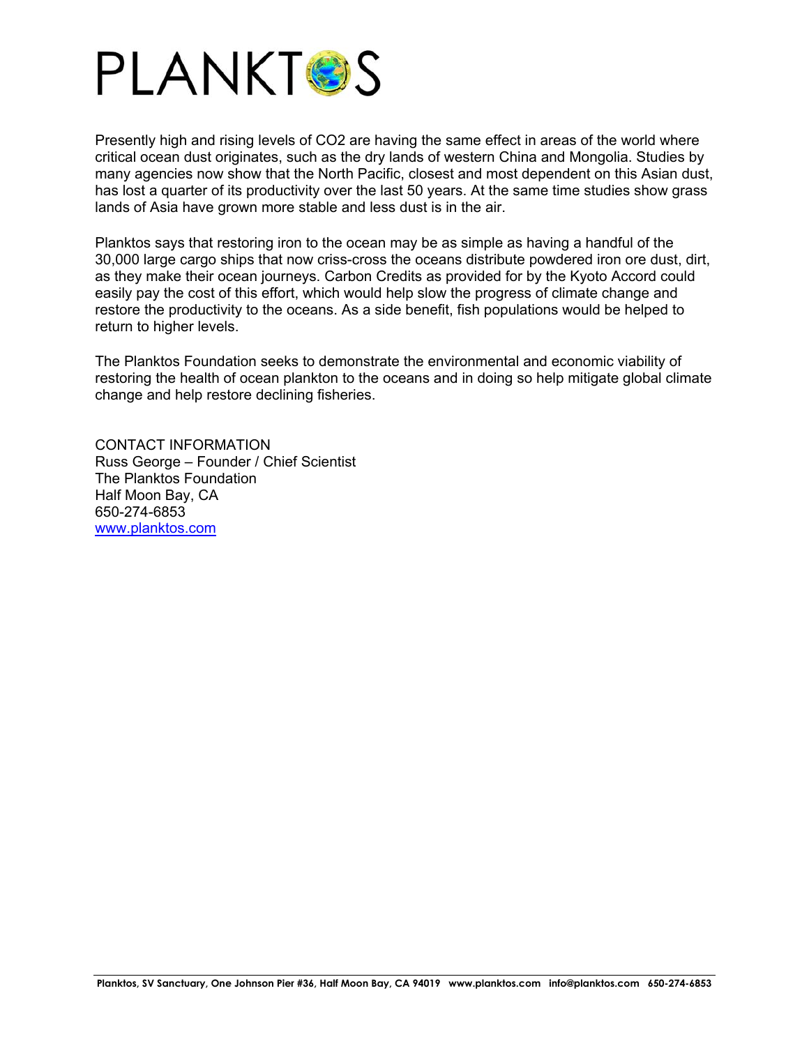# PLANKTOS

Presently high and rising levels of $CO_2$ are having the same effect in areas of the world where critical ocean dust originates, such as the dry lands of western China and Mongolia. Studies by many agencies now show that the North Pacific, closest and most dependent on this Asian dust, has lost a quarter of its productivity over the last 50 years. At the same time studies show grass lands of Asia have grown more stable and less dust is in the air.

Planktos says that restoring iron to the ocean may be as simple as having a handful of the 30,000 large cargo ships that now criss-cross the oceans distribute powdered iron ore dust, dirt, as they make their ocean journeys. Carbon Credits as provided for by the Kyoto Accord could easily pay the cost of this effort, which would help slow the progress of climate change and restore the productivity to the oceans. As a side benefit, fish populations would be helped to return to higher levels.

The Planktos Foundation seeks to demonstrate the environmental and economic viability of restoring the health of ocean plankton to the oceans and in doing so help mitigate global climate change and help restore declining fisheries.

CONTACT INFORMATION
Russ George – Founder / Chief Scientist
The Planktos Foundation
Half Moon Bay, CA
650-274-6853
www.planktos.com